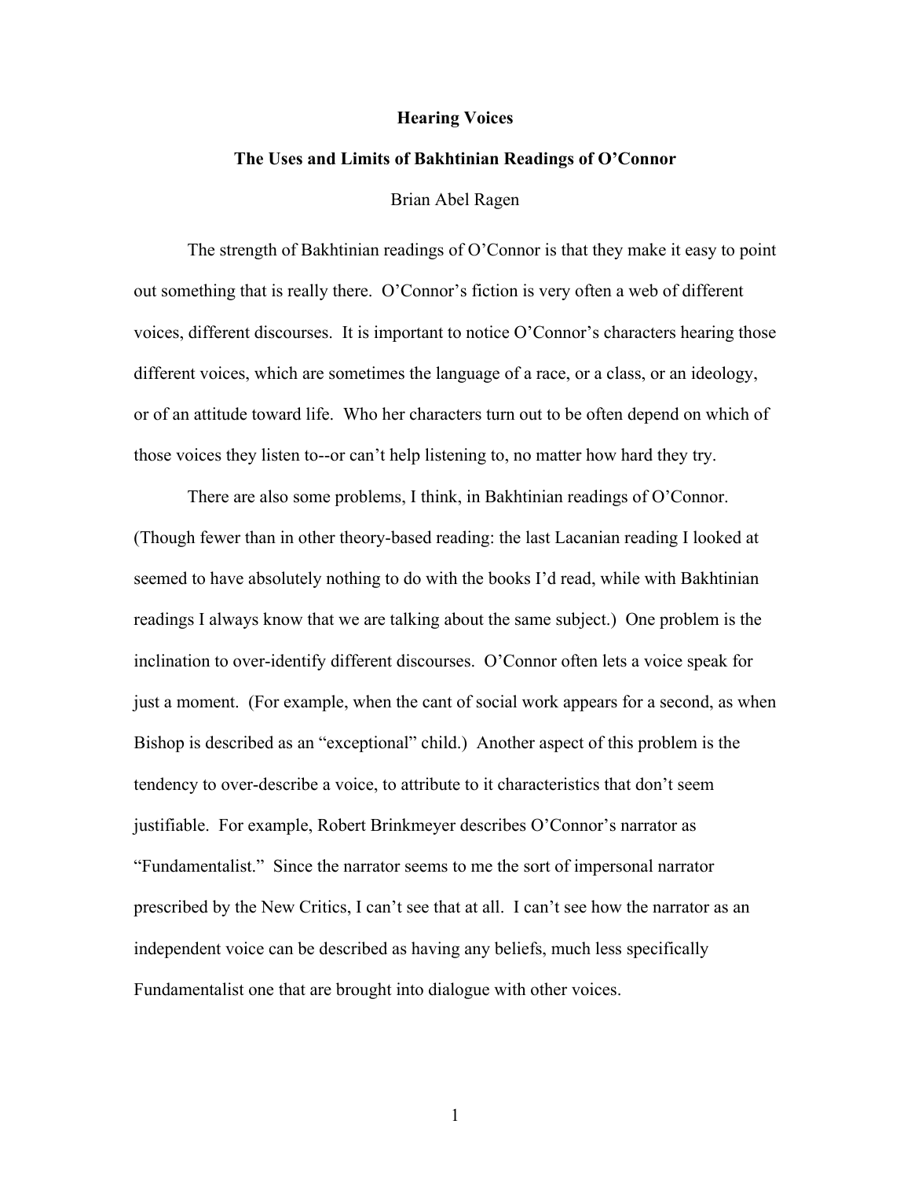# Hearing Voices

## The Uses and Limits of Bakhtinian Readings of O'Connor

Brian Abel Ragen

The strength of Bakhtinian readings of O'Connor is that they make it easy to point out something that is really there. O'Connor's fiction is very often a web of different voices, different discourses. It is important to notice O'Connor's characters hearing those different voices, which are sometimes the language of a race, or a class, or an ideology, or of an attitude toward life. Who her characters turn out to be often depend on which of those voices they listen to--or can't help listening to, no matter how hard they try.

There are also some problems, I think, in Bakhtinian readings of O'Connor. (Though fewer than in other theory-based reading: the last Lacanian reading I looked at seemed to have absolutely nothing to do with the books I'd read, while with Bakhtinian readings I always know that we are talking about the same subject.) One problem is the inclination to over-identify different discourses. O'Connor often lets a voice speak for just a moment. (For example, when the cant of social work appears for a second, as when Bishop is described as an "exceptional" child.) Another aspect of this problem is the tendency to over-describe a voice, to attribute to it characteristics that don't seem justifiable. For example, Robert Brinkmeyer describes O'Connor's narrator as "Fundamentalist." Since the narrator seems to me the sort of impersonal narrator prescribed by the New Critics, I can't see that at all. I can't see how the narrator as an independent voice can be described as having any beliefs, much less specifically Fundamentalist one that are brought into dialogue with other voices.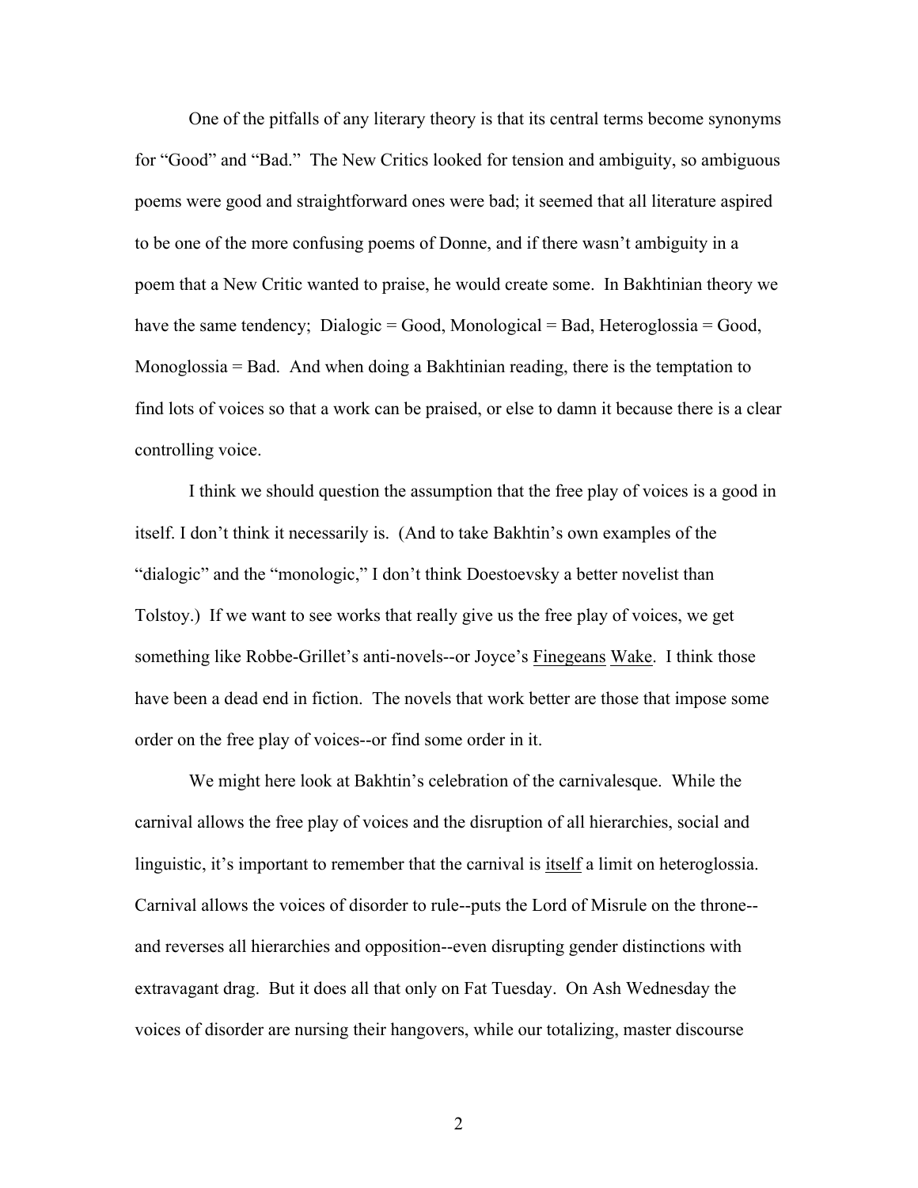One of the pitfalls of any literary theory is that its central terms become synonyms for “Good” and “Bad.” The New Critics looked for tension and ambiguity, so ambiguous poems were good and straightforward ones were bad; it seemed that all literature aspired to be one of the more confusing poems of Donne, and if there wasn’t ambiguity in a poem that a New Critic wanted to praise, he would create some. In Bakhtinian theory we have the same tendency; Dialogic = Good, Monological = Bad, Heteroglossia = Good, Monoglossia = Bad. And when doing a Bakhtinian reading, there is the temptation to find lots of voices so that a work can be praised, or else to damn it because there is a clear controlling voice.

I think we should question the assumption that the free play of voices is a good in itself. I don’t think it necessarily is. (And to take Bakhtin’s own examples of the “dialogic” and the “monologic,” I don’t think Doestoevsky a better novelist than Tolstoy.) If we want to see works that really give us the free play of voices, we get something like Robbe-Grillet’s anti-novels--or Joyce’s <u>Finegeans</u> <u>Wake</u>. I think those have been a dead end in fiction. The novels that work better are those that impose some order on the free play of voices--or find some order in it.

We might here look at Bakhtin’s celebration of the carnivalesque. While the carnival allows the free play of voices and the disruption of all hierarchies, social and linguistic, it’s important to remember that the carnival is <u>itself</u> a limit on heteroglossia. Carnival allows the voices of disorder to rule--puts the Lord of Misrule on the throne--and reverses all hierarchies and opposition--even disrupting gender distinctions with extravagant drag. But it does all that only on Fat Tuesday. On Ash Wednesday the voices of disorder are nursing their hangovers, while our totalizing, master discourse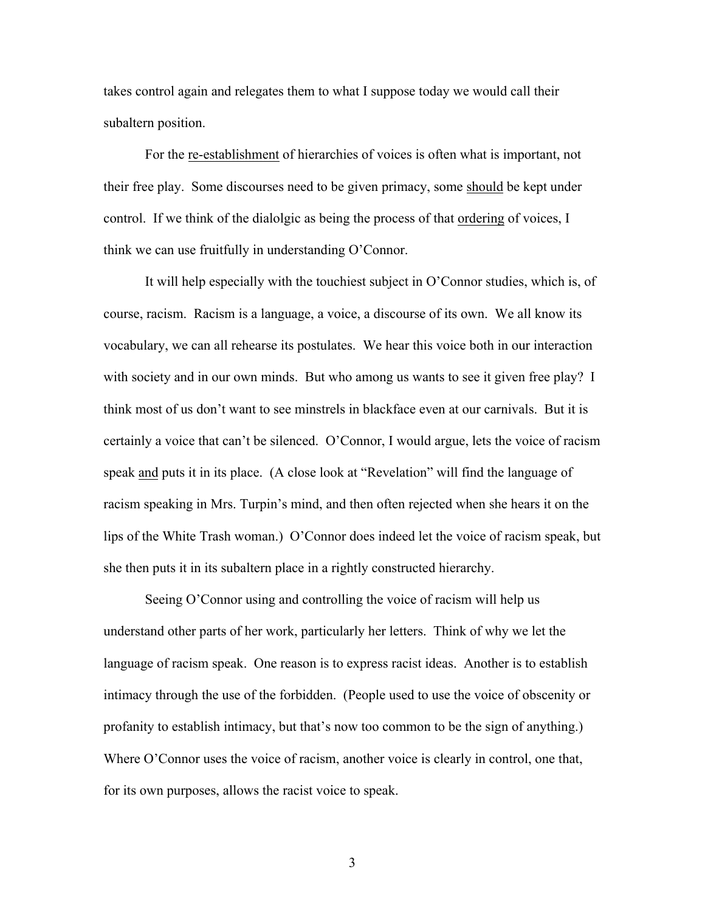takes control again and relegates them to what I suppose today we would call their subaltern position.

For the <u>re-establishment</u> of hierarchies of voices is often what is important, not their free play. Some discourses need to be given primacy, some <u>should</u> be kept under control. If we think of the dialolgic as being the process of that <u>ordering</u> of voices, I think we can use fruitfully in understanding O'Connor.

It will help especially with the touchiest subject in O'Connor studies, which is, of course, racism. Racism is a language, a voice, a discourse of its own. We all know its vocabulary, we can all rehearse its postulates. We hear this voice both in our interaction with society and in our own minds. But who among us wants to see it given free play? I think most of us don't want to see minstrels in blackface even at our carnivals. But it is certainly a voice that can't be silenced. O'Connor, I would argue, lets the voice of racism speak <u>and</u> puts it in its place. (A close look at "Revelation" will find the language of racism speaking in Mrs. Turpin's mind, and then often rejected when she hears it on the lips of the White Trash woman.) O'Connor does indeed let the voice of racism speak, but she then puts it in its subaltern place in a rightly constructed hierarchy.

Seeing O'Connor using and controlling the voice of racism will help us understand other parts of her work, particularly her letters. Think of why we let the language of racism speak. One reason is to express racist ideas. Another is to establish intimacy through the use of the forbidden. (People used to use the voice of obscenity or profanity to establish intimacy, but that's now too common to be the sign of anything.) Where O'Connor uses the voice of racism, another voice is clearly in control, one that, for its own purposes, allows the racist voice to speak.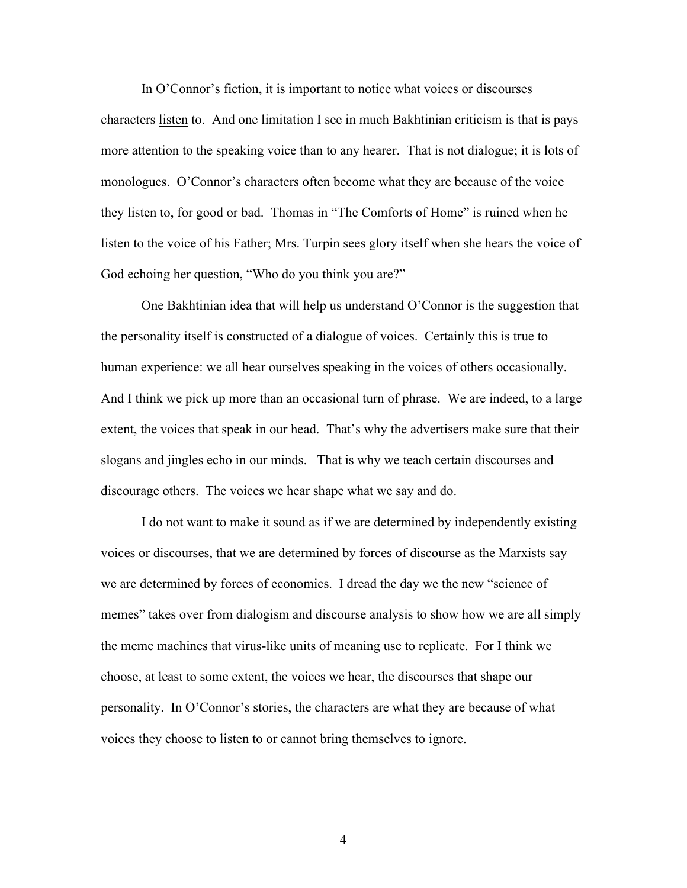In O'Connor's fiction, it is important to notice what voices or discourses characters <u>listen</u> to. And one limitation I see in much Bakhtinian criticism is that is pays more attention to the speaking voice than to any hearer. That is not dialogue; it is lots of monologues. O'Connor's characters often become what they are because of the voice they listen to, for good or bad. Thomas in "The Comforts of Home" is ruined when he listen to the voice of his Father; Mrs. Turpin sees glory itself when she hears the voice of God echoing her question, "Who do you think you are?"

One Bakhtinian idea that will help us understand O'Connor is the suggestion that the personality itself is constructed of a dialogue of voices. Certainly this is true to human experience: we all hear ourselves speaking in the voices of others occasionally. And I think we pick up more than an occasional turn of phrase. We are indeed, to a large extent, the voices that speak in our head. That's why the advertisers make sure that their slogans and jingles echo in our minds. That is why we teach certain discourses and discourage others. The voices we hear shape what we say and do.

I do not want to make it sound as if we are determined by independently existing voices or discourses, that we are determined by forces of discourse as the Marxists say we are determined by forces of economics. I dread the day we the new "science of memes" takes over from dialogism and discourse analysis to show how we are all simply the meme machines that virus-like units of meaning use to replicate. For I think we choose, at least to some extent, the voices we hear, the discourses that shape our personality. In O'Connor's stories, the characters are what they are because of what voices they choose to listen to or cannot bring themselves to ignore.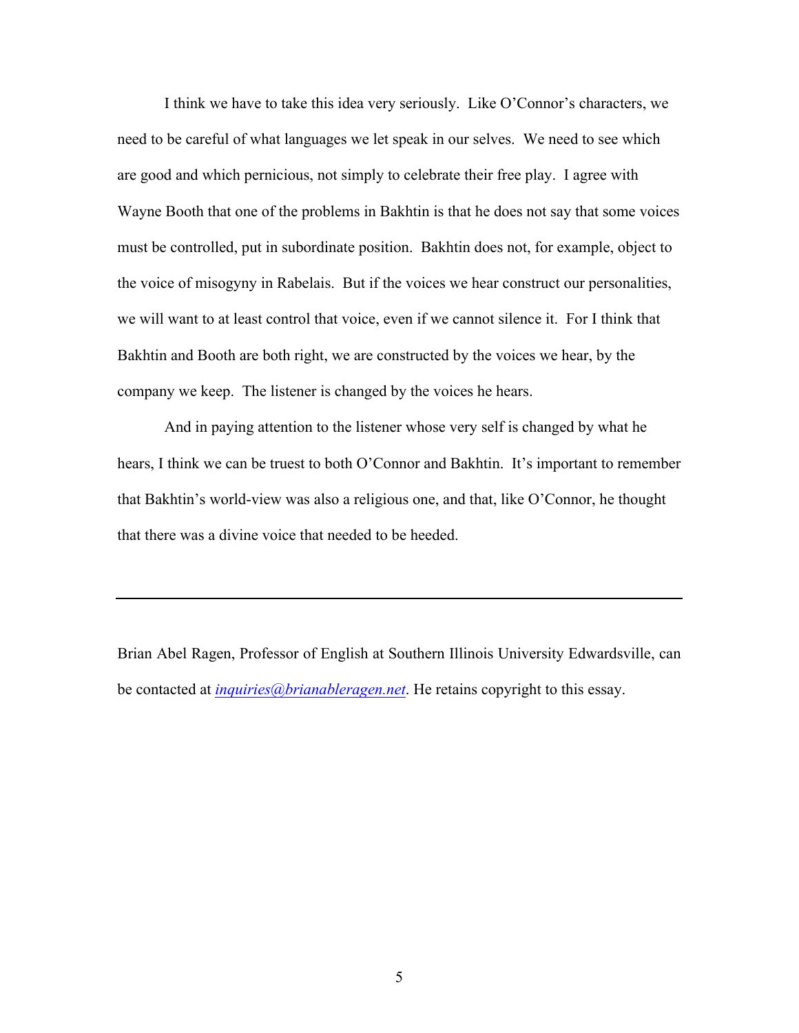I think we have to take this idea very seriously. Like O'Connor's characters, we need to be careful of what languages we let speak in our selves. We need to see which are good and which pernicious, not simply to celebrate their free play. I agree with Wayne Booth that one of the problems in Bakhtin is that he does not say that some voices must be controlled, put in subordinate position. Bakhtin does not, for example, object to the voice of misogyny in Rabelais. But if the voices we hear construct our personalities, we will want to at least control that voice, even if we cannot silence it. For I think that Bakhtin and Booth are both right, we are constructed by the voices we hear, by the company we keep. The listener is changed by the voices he hears.

And in paying attention to the listener whose very self is changed by what he hears, I think we can be truest to both O'Connor and Bakhtin. It's important to remember that Bakhtin's world-view was also a religious one, and that, like O'Connor, he thought that there was a divine voice that needed to be heeded.

---

Brian Abel Ragen, Professor of English at Southern Illinois University Edwardsville, can be contacted at *inquiries@brianableragen.net*. He retains copyright to this essay.